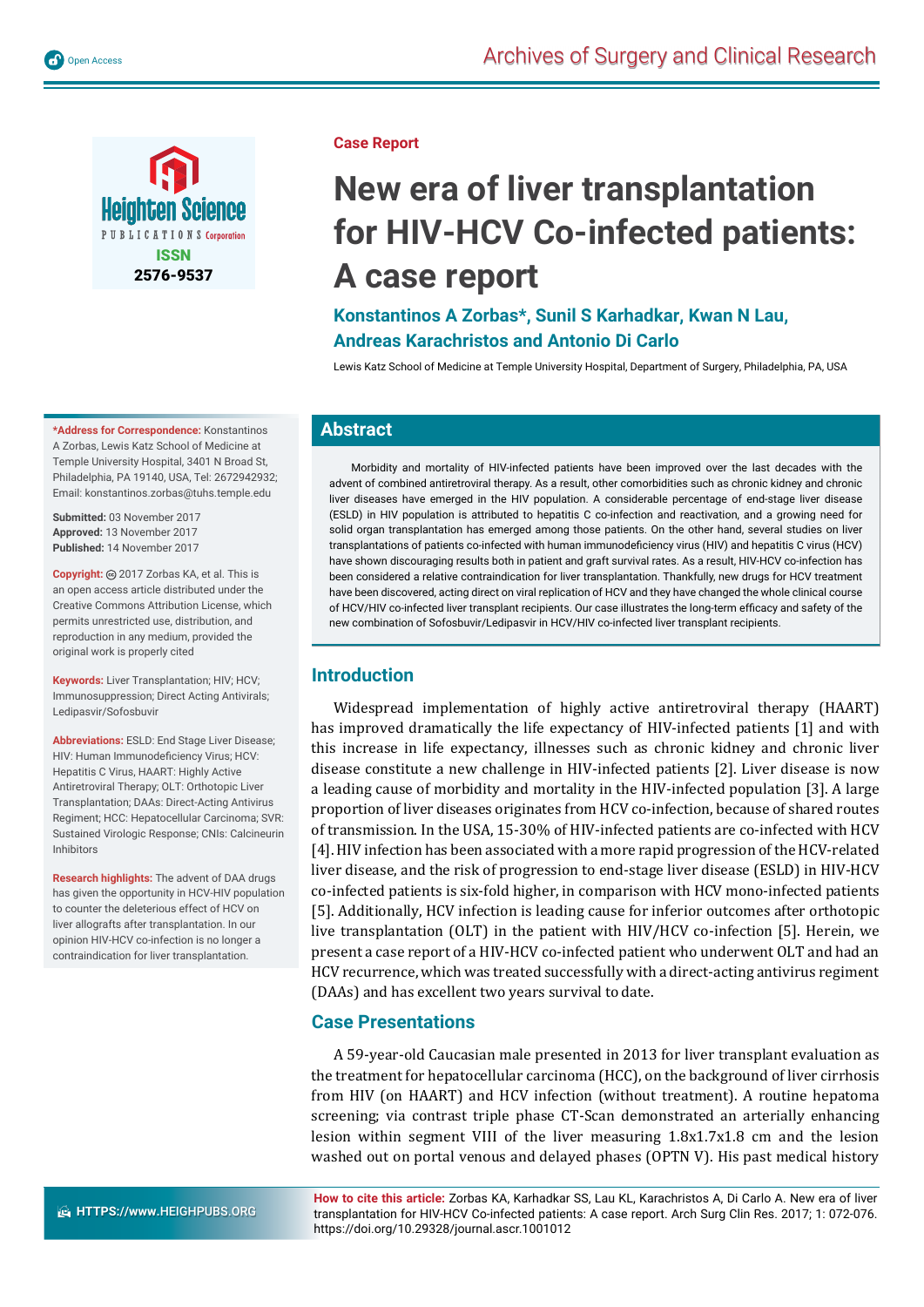Case Report

# New era of liver transplantation for HIV-HCV Co-infected patients: A case report

**Konstantinos A Zorbas\*, Sunil S Karhadkar, Kwan N Lau, Andreas Karachristos and Antonio Di Carlo**

Lewis Katz School of Medicine at Temple University Hospital, Department of Surgery, Philadelphia, PA, USA

**\*Address for Correspondence:** Konstantinos A Zorbas, Lewis Katz School of Medicine at Temple University Hospital, 3401 N Broad St, Philadelphia, PA 19140, USA, Tel: 2672942932; Email: konstantinos.zorbas@tuhs.temple.edu

**Submitted:** 03 November 2017
**Approved:** 13 November 2017
**Published:** 14 November 2017

**Copyright:** © 2017 Zorbas KA, et al. This is an open access article distributed under the Creative Commons Attribution License, which permits unrestricted use, distribution, and reproduction in any medium, provided the original work is properly cited

**Keywords:** Liver Transplantation; HIV; HCV; Immunosuppression; Direct Acting Antivirals; Ledipasvir/Sofosbuvir

**Abbreviations:** ESLD: End Stage Liver Disease; HIV: Human Immunodeficiency Virus; HCV: Hepatitis C Virus, HAART: Highly Active Antiretroviral Therapy; OLT: Orthotopic Liver Transplantation; DAAs: Direct-Acting Antivirus Regiment; HCC: Hepatocellular Carcinoma; SVR: Sustained Virologic Response; CNIs: Calcineurin Inhibitors

**Research highlights:** The advent of DAA drugs has given the opportunity in HCV-HIV population to counter the deleterious effect of HCV on liver allografts after transplantation. In our opinion HIV-HCV co-infection is no longer a contraindication for liver transplantation.

## Abstract

Morbidity and mortality of HIV-infected patients have been improved over the last decades with the advent of combined antiretroviral therapy. As a result, other comorbidities such as chronic kidney and chronic liver diseases have emerged in the HIV population. A considerable percentage of end-stage liver disease (ESLD) in HIV population is attributed to hepatitis C co-infection and reactivation, and a growing need for solid organ transplantation has emerged among those patients. On the other hand, several studies on liver transplantations of patients co-infected with human immunodeficiency virus (HIV) and hepatitis C virus (HCV) have shown discouraging results both in patient and graft survival rates. As a result, HIV-HCV co-infection has been considered a relative contraindication for liver transplantation. Thankfully, new drugs for HCV treatment have been discovered, acting direct on viral replication of HCV and they have changed the whole clinical course of HCV/HIV co-infected liver transplant recipients. Our case illustrates the long-term efficacy and safety of the new combination of Sofosbuvir/Ledipasvir in HCV/HIV co-infected liver transplant recipients.

## Introduction

Widespread implementation of highly active antiretroviral therapy (HAART) has improved dramatically the life expectancy of HIV-infected patients [1] and with this increase in life expectancy, illnesses such as chronic kidney and chronic liver disease constitute a new challenge in HIV-infected patients [2]. Liver disease is now a leading cause of morbidity and mortality in the HIV-infected population [3]. A large proportion of liver diseases originates from HCV co-infection, because of shared routes of transmission. In the USA, 15-30% of HIV-infected patients are co-infected with HCV [4]. HIV infection has been associated with a more rapid progression of the HCV-related liver disease, and the risk of progression to end-stage liver disease (ESLD) in HIV-HCV co-infected patients is six-fold higher, in comparison with HCV mono-infected patients [5]. Additionally, HCV infection is leading cause for inferior outcomes after orthotopic live transplantation (OLT) in the patient with HIV/HCV co-infection [5]. Herein, we present a case report of a HIV-HCV co-infected patient who underwent OLT and had an HCV recurrence, which was treated successfully with a direct-acting antivirus regiment (DAAs) and has excellent two years survival to date.

## Case Presentations

A 59-year-old Caucasian male presented in 2013 for liver transplant evaluation as the treatment for hepatocellular carcinoma (HCC), on the background of liver cirrhosis from HIV (on HAART) and HCV infection (without treatment). A routine hepatoma screening; via contrast triple phase CT-Scan demonstrated an arterially enhancing lesion within segment VIII of the liver measuring 1.8x1.7x1.8 cm and the lesion washed out on portal venous and delayed phases (OPTN V). His past medical history

**How to cite this article:** Zorbas KA, Karhadkar SS, Lau KL, Karachristos A, Di Carlo A. New era of liver transplantation for HIV-HCV Co-infected patients: A case report. Arch Surg Clin Res. 2017; 1: 072-076. https://doi.org/10.29328/journal.ascr.1001012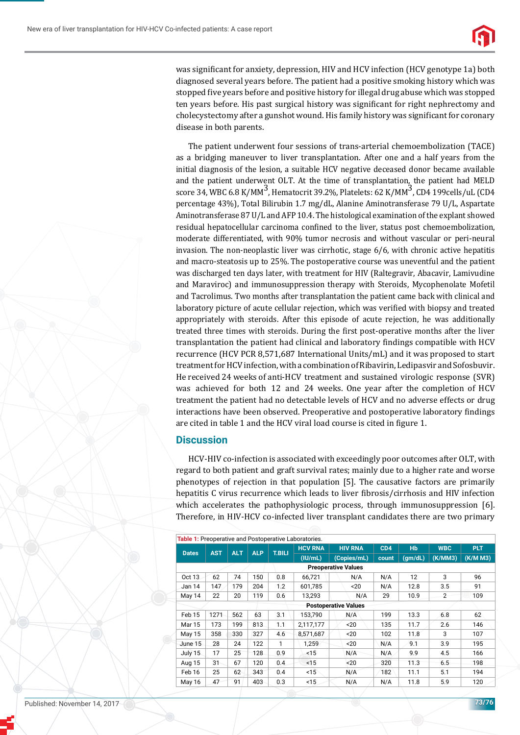was significant for anxiety, depression, HIV and HCV infection (HCV genotype 1a) both diagnosed several years before. The patient had a positive smoking history which was stopped five years before and positive history for illegal drug abuse which was stopped ten years before. His past surgical history was significant for right nephrectomy and cholecystectomy after a gunshot wound. His family history was significant for coronary disease in both parents.

The patient underwent four sessions of trans-arterial chemoembolization (TACE) as a bridging maneuver to liver transplantation. After one and a half years from the initial diagnosis of the lesion, a suitable HCV negative deceased donor became available and the patient underwent OLT. At the time of transplantation, the patient had MELD score 34, WBC 6.8 K/MM$^3$, Hematocrit 39.2%, Platelets: 62 K/MM$^3$, CD4 199cells/uL (CD4 percentage 43%), Total Bilirubin 1.7 mg/dL, Alanine Aminotransferase 79 U/L, Aspartate Aminotransferase 87 U/L and AFP 10.4. The histological examination of the explant showed residual hepatocellular carcinoma confined to the liver, status post chemoembolization, moderate differentiated, with 90% tumor necrosis and without vascular or peri-neural invasion. The non-neoplastic liver was cirrhotic, stage 6/6, with chronic active hepatitis and macro-steatosis up to 25%. The postoperative course was uneventful and the patient was discharged ten days later, with treatment for HIV (Raltegravir, Abacavir, Lamivudine and Maraviroc) and immunosuppression therapy with Steroids, Mycophenolate Mofetil and Tacrolimus. Two months after transplantation the patient came back with clinical and laboratory picture of acute cellular rejection, which was verified with biopsy and treated appropriately with steroids. After this episode of acute rejection, he was additionally treated three times with steroids. During the first post-operative months after the liver transplantation the patient had clinical and laboratory findings compatible with HCV recurrence (HCV PCR 8,571,687 International Units/mL) and it was proposed to start treatment for HCV infection, with a combination of Ribavirin, Ledipasvir and Sofosbuvir. He received 24 weeks of anti-HCV treatment and sustained virologic response (SVR) was achieved for both 12 and 24 weeks. One year after the completion of HCV treatment the patient had no detectable levels of HCV and no adverse effects or drug interactions have been observed. Preoperative and postoperative laboratory findings are cited in table 1 and the HCV viral load course is cited in figure 1.

## Discussion

HCV-HIV co-infection is associated with exceedingly poor outcomes after OLT, with regard to both patient and graft survival rates; mainly due to a higher rate and worse phenotypes of rejection in that population [5]. The causative factors are primarily hepatitis C virus recurrence which leads to liver fibrosis/cirrhosis and HIV infection which accelerates the pathophysiologic process, through immunosuppression [6]. Therefore, in HIV-HCV co-infected liver transplant candidates there are two primary

**Table 1:** Preoperative and Postoperative Laboratories.

| Dates | AST | ALT | ALP | T.BILI | HCV RNA (IU/mL) | HIV RNA (Copies/mL) | CD4 count | Hb (gm/dL) | WBC (K/MM3) | PLT (K/M M3) |
|---|---|---|---|---|---|---|---|---|---|---|
| **Preoperative Values** | | | | | | | | | | |
| Oct 13 | 62 | 74 | 150 | 0.8 | 66,721 | N/A | N/A | 12 | 3 | 96 |
| Jan 14 | 147 | 179 | 204 | 1.2 | 601,785 | <20 | N/A | 12.8 | 3.5 | 91 |
| May 14 | 22 | 20 | 119 | 0.6 | 13,293 | N/A | 29 | 10.9 | 2 | 109 |
| **Postoperative Values** | | | | | | | | | | |
| Feb 15 | 1271 | 562 | 63 | 3.1 | 153,790 | N/A | 199 | 13.3 | 6.8 | 62 |
| Mar 15 | 173 | 199 | 813 | 1.1 | 2,117,177 | <20 | 135 | 11.7 | 2.6 | 146 |
| May 15 | 358 | 330 | 327 | 4.6 | 8,571,687 | <20 | 102 | 11.8 | 3 | 107 |
| June 15 | 28 | 24 | 122 | 1 | 1,259 | <20 | N/A | 9.1 | 3.9 | 195 |
| July 15 | 17 | 25 | 128 | 0.9 | <15 | N/A | N/A | 9.9 | 4.5 | 166 |
| Aug 15 | 31 | 67 | 120 | 0.4 | <15 | <20 | 320 | 11.3 | 6.5 | 198 |
| Feb 16 | 25 | 62 | 343 | 0.4 | <15 | N/A | 182 | 11.1 | 5.1 | 194 |
| May 16 | 47 | 91 | 403 | 0.3 | <15 | N/A | N/A | 11.8 | 5.9 | 120 |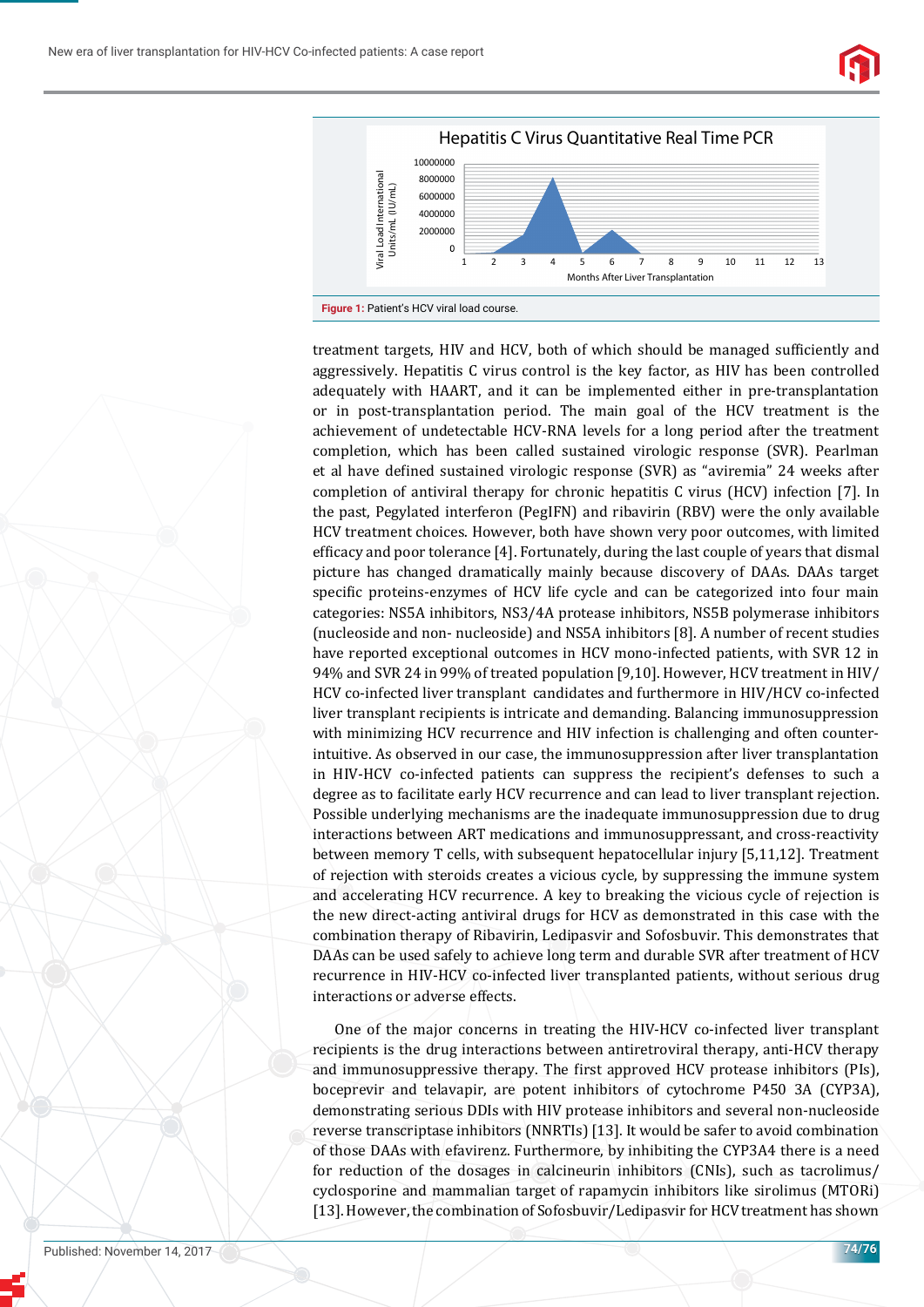Figure 1: Patient's HCV viral load course.

treatment targets, HIV and HCV, both of which should be managed sufficiently and aggressively. Hepatitis C virus control is the key factor, as HIV has been controlled adequately with HAART, and it can be implemented either in pre-transplantation or in post-transplantation period. The main goal of the HCV treatment is the achievement of undetectable HCV-RNA levels for a long period after the treatment completion, which has been called sustained virologic response (SVR). Pearlman et al have defined sustained virologic response (SVR) as "aviremia" 24 weeks after completion of antiviral therapy for chronic hepatitis C virus (HCV) infection [7]. In the past, Pegylated interferon (PegIFN) and ribavirin (RBV) were the only available HCV treatment choices. However, both have shown very poor outcomes, with limited efficacy and poor tolerance [4]. Fortunately, during the last couple of years that dismal picture has changed dramatically mainly because discovery of DAAs. DAAs target specific proteins-enzymes of HCV life cycle and can be categorized into four main categories: NS5A inhibitors, NS3/4A protease inhibitors, NS5B polymerase inhibitors (nucleoside and non- nucleoside) and NS5A inhibitors [8]. A number of recent studies have reported exceptional outcomes in HCV mono-infected patients, with SVR 12 in 94% and SVR 24 in 99% of treated population [9,10]. However, HCV treatment in HIV/HCV co-infected liver transplant candidates and furthermore in HIV/HCV co-infected liver transplant recipients is intricate and demanding. Balancing immunosuppression with minimizing HCV recurrence and HIV infection is challenging and often counter-intuitive. As observed in our case, the immunosuppression after liver transplantation in HIV-HCV co-infected patients can suppress the recipient's defenses to such a degree as to facilitate early HCV recurrence and can lead to liver transplant rejection. Possible underlying mechanisms are the inadequate immunosuppression due to drug interactions between ART medications and immunosuppressant, and cross-reactivity between memory T cells, with subsequent hepatocellular injury [5,11,12]. Treatment of rejection with steroids creates a vicious cycle, by suppressing the immune system and accelerating HCV recurrence. A key to breaking the vicious cycle of rejection is the new direct-acting antiviral drugs for HCV as demonstrated in this case with the combination therapy of Ribavirin, Ledipasvir and Sofosbuvir. This demonstrates that DAAs can be used safely to achieve long term and durable SVR after treatment of HCV recurrence in HIV-HCV co-infected liver transplanted patients, without serious drug interactions or adverse effects.

One of the major concerns in treating the HIV-HCV co-infected liver transplant recipients is the drug interactions between antiretroviral therapy, anti-HCV therapy and immunosuppressive therapy. The first approved HCV protease inhibitors (PIs), boceprevir and telavapir, are potent inhibitors of cytochrome P450 3A (CYP3A), demonstrating serious DDIs with HIV protease inhibitors and several non-nucleoside reverse transcriptase inhibitors (NNRTIs) [13]. It would be safer to avoid combination of those DAAs with efavirenz. Furthermore, by inhibiting the CYP3A4 there is a need for reduction of the dosages in calcineurin inhibitors (CNIs), such as tacrolimus/cyclosporine and mammalian target of rapamycin inhibitors like sirolimus (MTORi) [13]. However, the combination of Sofosbuvir/Ledipasvir for HCV treatment has shown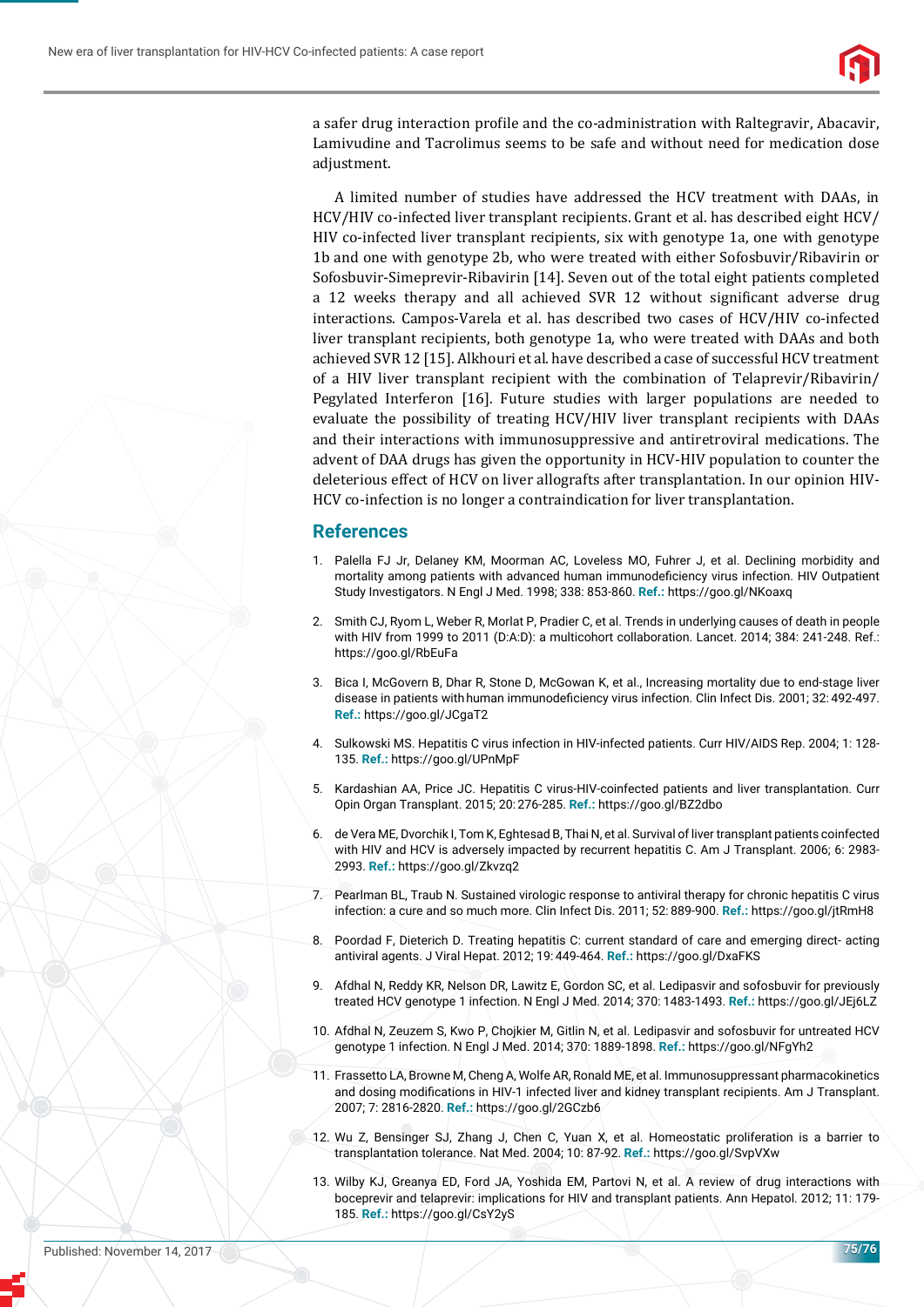a safer drug interaction profile and the co-administration with Raltegravir, Abacavir, Lamivudine and Tacrolimus seems to be safe and without need for medication dose adjustment.

A limited number of studies have addressed the HCV treatment with DAAs, in HCV/HIV co-infected liver transplant recipients. Grant et al. has described eight HCV/HIV co-infected liver transplant recipients, six with genotype 1a, one with genotype 1b and one with genotype 2b, who were treated with either Sofosbuvir/Ribavirin or Sofosbuvir-Simeprevir-Ribavirin [14]. Seven out of the total eight patients completed a 12 weeks therapy and all achieved SVR 12 without significant adverse drug interactions. Campos-Varela et al. has described two cases of HCV/HIV co-infected liver transplant recipients, both genotype 1a, who were treated with DAAs and both achieved SVR 12 [15]. Alkhouri et al. have described a case of successful HCV treatment of a HIV liver transplant recipient with the combination of Telaprevir/Ribavirin/Pegylated Interferon [16]. Future studies with larger populations are needed to evaluate the possibility of treating HCV/HIV liver transplant recipients with DAAs and their interactions with immunosuppressive and antiretroviral medications. The advent of DAA drugs has given the opportunity in HCV-HIV population to counter the deleterious effect of HCV on liver allografts after transplantation. In our opinion HIV-HCV co-infection is no longer a contraindication for liver transplantation.

## References

1. Palella FJ Jr, Delaney KM, Moorman AC, Loveless MO, Fuhrer J, et al. Declining morbidity and mortality among patients with advanced human immunodeficiency virus infection. HIV Outpatient Study Investigators. N Engl J Med. 1998; 338: 853-860. **Ref.:** https://goo.gl/NKoaxq
2. Smith CJ, Ryom L, Weber R, Morlat P, Pradier C, et al. Trends in underlying causes of death in people with HIV from 1999 to 2011 (D:A:D): a multicohort collaboration. Lancet. 2014; 384: 241-248. Ref.: https://goo.gl/RbEuFa
3. Bica I, McGovern B, Dhar R, Stone D, McGowan K, et al., Increasing mortality due to end-stage liver disease in patients with human immunodeficiency virus infection. Clin Infect Dis. 2001; 32: 492-497. **Ref.:** https://goo.gl/JCgaT2
4. Sulkowski MS. Hepatitis C virus infection in HIV-infected patients. Curr HIV/AIDS Rep. 2004; 1: 128-135. **Ref.:** https://goo.gl/UPnMpF
5. Kardashian AA, Price JC. Hepatitis C virus-HIV-coinfected patients and liver transplantation. Curr Opin Organ Transplant. 2015; 20: 276-285. **Ref.:** https://goo.gl/BZ2dbo
6. de Vera ME, Dvorchik I, Tom K, Eghtesad B, Thai N, et al. Survival of liver transplant patients coinfected with HIV and HCV is adversely impacted by recurrent hepatitis C. Am J Transplant. 2006; 6: 2983-2993. **Ref.:** https://goo.gl/Zkvzq2
7. Pearlman BL, Traub N. Sustained virologic response to antiviral therapy for chronic hepatitis C virus infection: a cure and so much more. Clin Infect Dis. 2011; 52: 889-900. **Ref.:** https://goo.gl/jtRmH8
8. Poordad F, Dieterich D. Treating hepatitis C: current standard of care and emerging direct- acting antiviral agents. J Viral Hepat. 2012; 19: 449-464. **Ref.:** https://goo.gl/DxaFKS
9. Afdhal N, Reddy KR, Nelson DR, Lawitz E, Gordon SC, et al. Ledipasvir and sofosbuvir for previously treated HCV genotype 1 infection. N Engl J Med. 2014; 370: 1483-1493. **Ref.:** https://goo.gl/JEj6LZ
10. Afdhal N, Zeuzem S, Kwo P, Chojkier M, Gitlin N, et al. Ledipasvir and sofosbuvir for untreated HCV genotype 1 infection. N Engl J Med. 2014; 370: 1889-1898. **Ref.:** https://goo.gl/NFgYh2
11. Frassetto LA, Browne M, Cheng A, Wolfe AR, Ronald ME, et al. Immunosuppressant pharmacokinetics and dosing modifications in HIV-1 infected liver and kidney transplant recipients. Am J Transplant. 2007; 7: 2816-2820. **Ref.:** https://goo.gl/2GCzb6
12. Wu Z, Bensinger SJ, Zhang J, Chen C, Yuan X, et al. Homeostatic proliferation is a barrier to transplantation tolerance. Nat Med. 2004; 10: 87-92. **Ref.:** https://goo.gl/SvpVXw
13. Wilby KJ, Greanya ED, Ford JA, Yoshida EM, Partovi N, et al. A review of drug interactions with boceprevir and telaprevir: implications for HIV and transplant patients. Ann Hepatol. 2012; 11: 179-185. **Ref.:** https://goo.gl/CsY2yS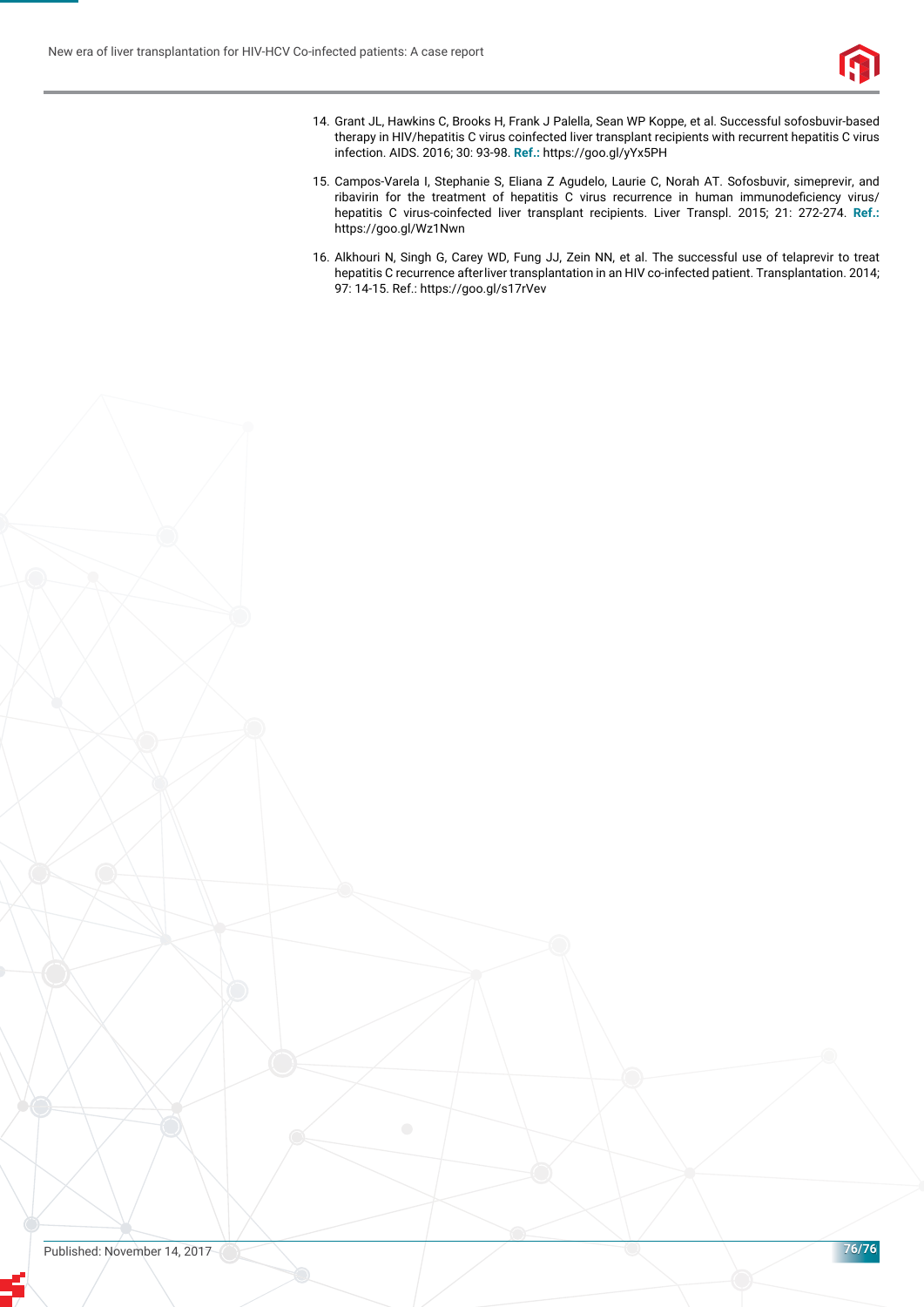14. Grant JL, Hawkins C, Brooks H, Frank J Palella, Sean WP Koppe, et al. Successful sofosbuvir-based therapy in HIV/hepatitis C virus coinfected liver transplant recipients with recurrent hepatitis C virus infection. AIDS. 2016; 30: 93-98. **Ref.:** https://goo.gl/yYx5PH

15. Campos-Varela I, Stephanie S, Eliana Z Agudelo, Laurie C, Norah AT. Sofosbuvir, simeprevir, and ribavirin for the treatment of hepatitis C virus recurrence in human immunodeficiency virus/hepatitis C virus-coinfected liver transplant recipients. Liver Transpl. 2015; 21: 272-274. **Ref.:** https://goo.gl/Wz1Nwn

16. Alkhouri N, Singh G, Carey WD, Fung JJ, Zein NN, et al. The successful use of telaprevir to treat hepatitis C recurrence after liver transplantation in an HIV co-infected patient. Transplantation. 2014; 97: 14-15. Ref.: https://goo.gl/s17rVev